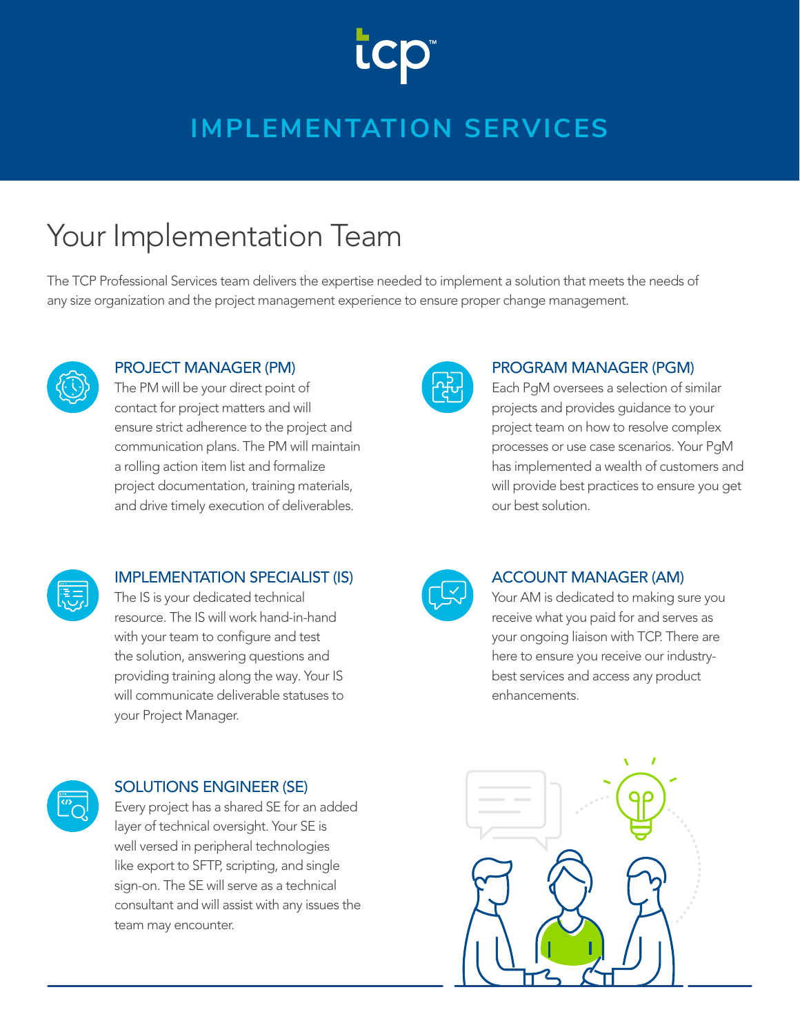tcp™

# IMPLEMENTATION SERVICES

## Your Implementation Team

The TCP Professional Services team delivers the expertise needed to implement a solution that meets the needs of any size organization and the project management experience to ensure proper change management.

### PROJECT MANAGER (PM)

The PM will be your direct point of contact for project matters and will ensure strict adherence to the project and communication plans. The PM will maintain a rolling action item list and formalize project documentation, training materials, and drive timely execution of deliverables.

### PROGRAM MANAGER (PGM)

Each PgM oversees a selection of similar projects and provides guidance to your project team on how to resolve complex processes or use case scenarios. Your PgM has implemented a wealth of customers and will provide best practices to ensure you get our best solution.

### IMPLEMENTATION SPECIALIST (IS)

The IS is your dedicated technical resource. The IS will work hand-in-hand with your team to configure and test the solution, answering questions and providing training along the way. Your IS will communicate deliverable statuses to your Project Manager.

### ACCOUNT MANAGER (AM)

Your AM is dedicated to making sure you receive what you paid for and serves as your ongoing liaison with TCP. There are here to ensure you receive our industry-best services and access any product enhancements.

### SOLUTIONS ENGINEER (SE)

Every project has a shared SE for an added layer of technical oversight. Your SE is well versed in peripheral technologies like export to SFTP, scripting, and single sign-on. The SE will serve as a technical consultant and will assist with any issues the team may encounter.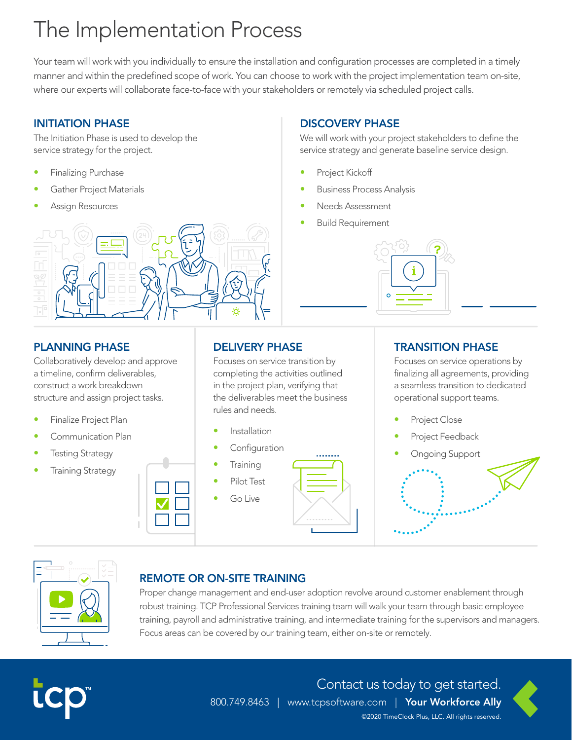# The Implementation Process

Your team will work with you individually to ensure the installation and configuration processes are completed in a timely manner and within the predefined scope of work. You can choose to work with the project implementation team on-site, where our experts will collaborate face-to-face with your stakeholders or remotely via scheduled project calls.

## INITIATION PHASE

The Initiation Phase is used to develop the service strategy for the project.

- Finalizing Purchase
- Gather Project Materials
- Assign Resources

## DISCOVERY PHASE

We will work with your project stakeholders to define the service strategy and generate baseline service design.

- Project Kickoff
- Business Process Analysis
- Needs Assessment
- Build Requirement

## PLANNING PHASE

Collaboratively develop and approve a timeline, confirm deliverables, construct a work breakdown structure and assign project tasks.

- Finalize Project Plan
- Communication Plan
- Testing Strategy
- Training Strategy

## DELIVERY PHASE

Focuses on service transition by completing the activities outlined in the project plan, verifying that the deliverables meet the business rules and needs.

- Installation
- Configuration
- Training
- Pilot Test
- Go Live

## TRANSITION PHASE

Focuses on service operations by finalizing all agreements, providing a seamless transition to dedicated operational support teams.

- Project Close
- Project Feedback
- Ongoing Support

## REMOTE OR ON-SITE TRAINING

Proper change management and end-user adoption revolve around customer enablement through robust training. TCP Professional Services training team will walk your team through basic employee training, payroll and administrative training, and intermediate training for the supervisors and managers. Focus areas can be covered by our training team, either on-site or remotely.

tcp™

Contact us today to get started.

800.749.8463 | www.tcpsoftware.com | **Your Workforce Ally**

©2020 TimeClock Plus, LLC. All rights reserved.